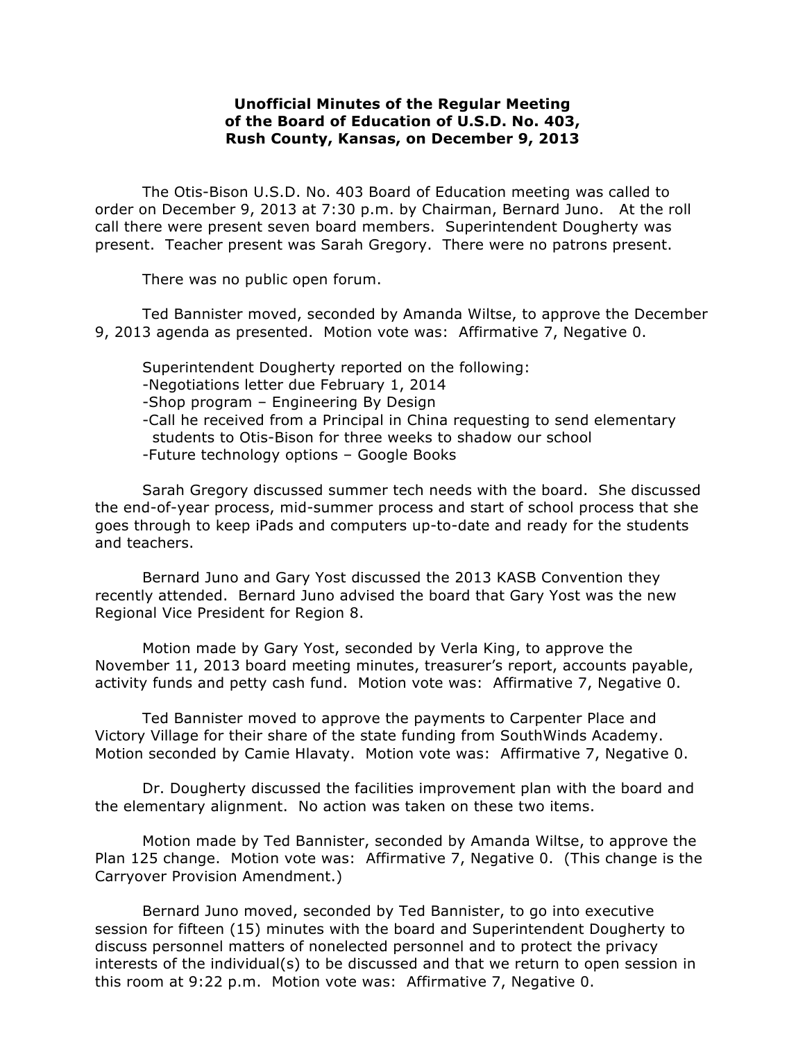**Unofficial Minutes of the Regular Meeting of the Board of Education of U.S.D. No. 403, Rush County, Kansas, on December 9, 2013**

The Otis-Bison U.S.D. No. 403 Board of Education meeting was called to order on December 9, 2013 at 7:30 p.m. by Chairman, Bernard Juno. At the roll call there were present seven board members. Superintendent Dougherty was present. Teacher present was Sarah Gregory. There were no patrons present.

There was no public open forum.

Ted Bannister moved, seconded by Amanda Wiltse, to approve the December 9, 2013 agenda as presented. Motion vote was: Affirmative 7, Negative 0.

Superintendent Dougherty reported on the following:

- Negotiations letter due February 1, 2014
- Shop program – Engineering By Design
- Call he received from a Principal in China requesting to send elementary students to Otis-Bison for three weeks to shadow our school
- Future technology options – Google Books

Sarah Gregory discussed summer tech needs with the board. She discussed the end-of-year process, mid-summer process and start of school process that she goes through to keep iPads and computers up-to-date and ready for the students and teachers.

Bernard Juno and Gary Yost discussed the 2013 KASB Convention they recently attended. Bernard Juno advised the board that Gary Yost was the new Regional Vice President for Region 8.

Motion made by Gary Yost, seconded by Verla King, to approve the November 11, 2013 board meeting minutes, treasurer's report, accounts payable, activity funds and petty cash fund. Motion vote was: Affirmative 7, Negative 0.

Ted Bannister moved to approve the payments to Carpenter Place and Victory Village for their share of the state funding from SouthWinds Academy. Motion seconded by Camie Hlavaty. Motion vote was: Affirmative 7, Negative 0.

Dr. Dougherty discussed the facilities improvement plan with the board and the elementary alignment. No action was taken on these two items.

Motion made by Ted Bannister, seconded by Amanda Wiltse, to approve the Plan 125 change. Motion vote was: Affirmative 7, Negative 0. (This change is the Carryover Provision Amendment.)

Bernard Juno moved, seconded by Ted Bannister, to go into executive session for fifteen (15) minutes with the board and Superintendent Dougherty to discuss personnel matters of nonelected personnel and to protect the privacy interests of the individual(s) to be discussed and that we return to open session in this room at 9:22 p.m. Motion vote was: Affirmative 7, Negative 0.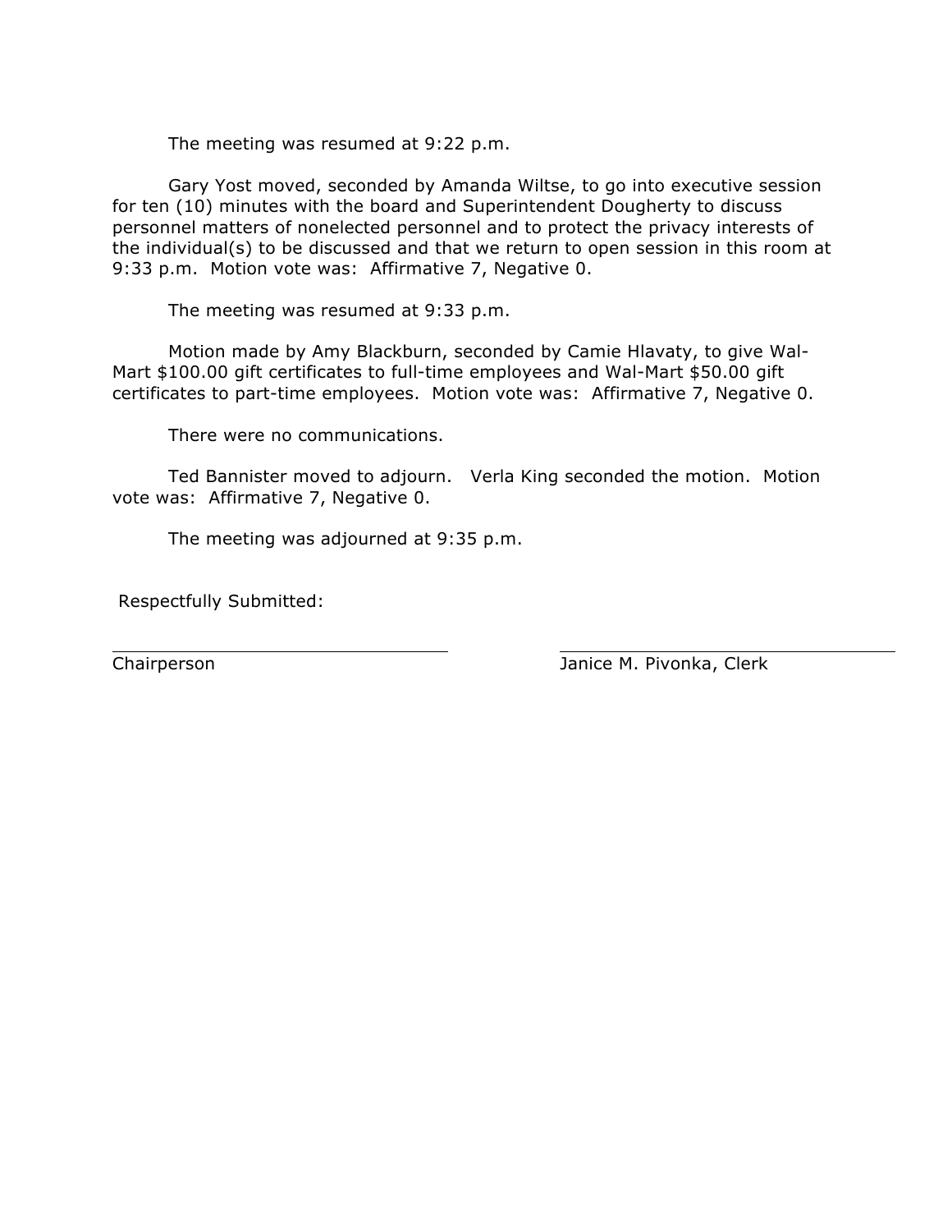The meeting was resumed at 9:22 p.m.

Gary Yost moved, seconded by Amanda Wiltse, to go into executive session for ten (10) minutes with the board and Superintendent Dougherty to discuss personnel matters of nonelected personnel and to protect the privacy interests of the individual(s) to be discussed and that we return to open session in this room at 9:33 p.m. Motion vote was: Affirmative 7, Negative 0.

The meeting was resumed at 9:33 p.m.

Motion made by Amy Blackburn, seconded by Camie Hlavaty, to give Wal-Mart $100.00 gift certificates to full-time employees and Wal-Mart $50.00 gift certificates to part-time employees. Motion vote was: Affirmative 7, Negative 0.

There were no communications.

Ted Bannister moved to adjourn. Verla King seconded the motion. Motion vote was: Affirmative 7, Negative 0.

The meeting was adjourned at 9:35 p.m.

Respectfully Submitted:

| | |
|---|---|
| \_\_\_\_\_\_\_\_\_\_\_\_\_\_\_\_\_\_\_\_\_\_\_\_\_\_\_\_\_\_ | \_\_\_\_\_\_\_\_\_\_\_\_\_\_\_\_\_\_\_\_\_\_\_\_\_\_\_\_\_\_ |
| Chairperson | Janice M. Pivonka, Clerk |